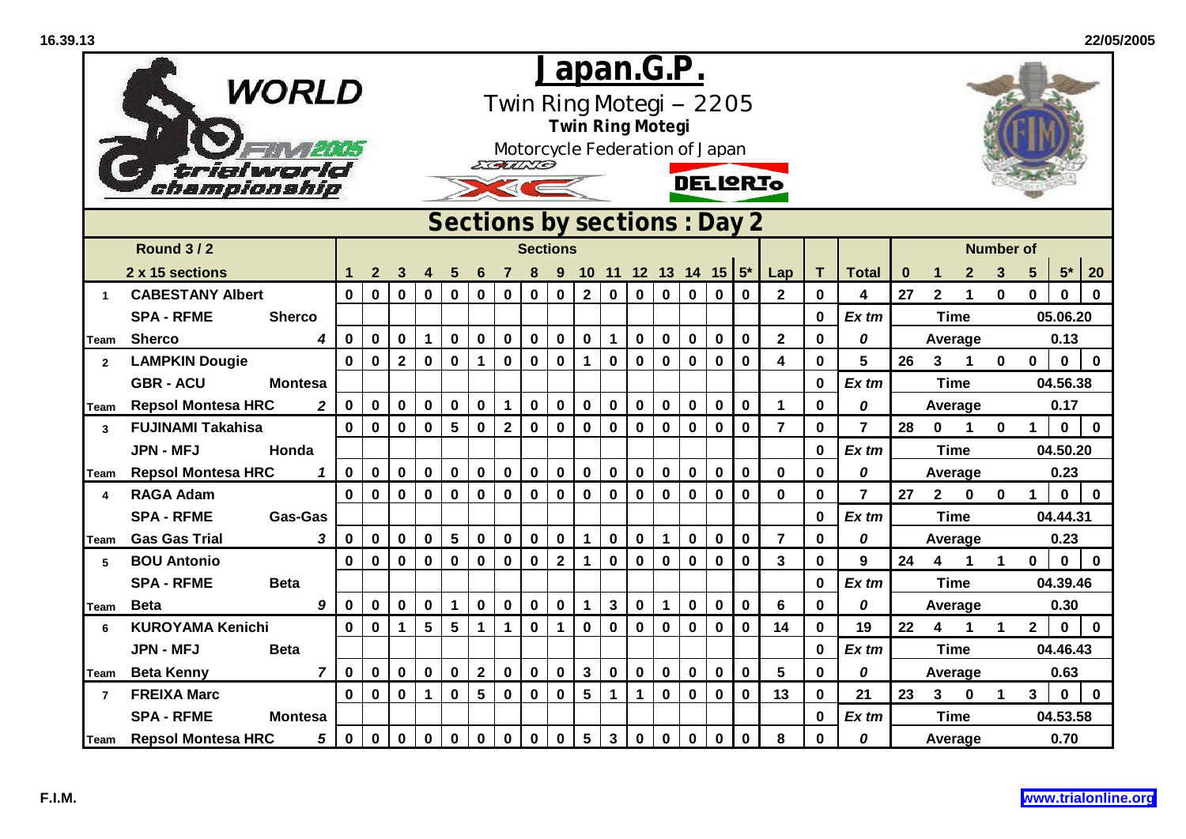# Japan.G.P.

Twin Ring Motegi – 2205

**Twin Ring Motegi**

Motorcycle Federation of Japan

## Sections by sections : Day 2

| | Round 3 / 2 | | Sections | | | | | | | | | | | | | | | | Lap | T | Total | Number of | | | | | | |
|---|---|---|---|---|---|---|---|---|---|---|---|---|---|---|---|---|---|---|---|---|---|---|---|---|---|---|---|---|
| | 2 x 15 sections | | 1 | 2 | 3 | 4 | 5 | 6 | 7 | 8 | 9 | 10 | 11 | 12 | 13 | 14 | 15 | 5* | | | | 0 | 1 | 2 | 3 | 5 | 5* | 20 |
| 1 | CABESTANY Albert | | 0 | 0 | 0 | 0 | 0 | 0 | 0 | 0 | 0 | 2 | 0 | 0 | 0 | 0 | 0 | 0 | 2 | 0 | 4 | 27 | 2 | 1 | 0 | 0 | 0 | 0 |
| | SPA - RFME | Sherco | | | | | | | | | | | | | | | | | | 0 | *Ex tm* | Time | | | | | 05.06.20 | |
| Team | Sherco | *4* | 0 | 0 | 0 | 1 | 0 | 0 | 0 | 0 | 0 | 0 | 1 | 0 | 0 | 0 | 0 | 0 | 2 | 0 | *0* | Average | | | | | 0.13 | |
| 2 | LAMPKIN Dougie | | 0 | 0 | 2 | 0 | 0 | 1 | 0 | 0 | 0 | 1 | 0 | 0 | 0 | 0 | 0 | 0 | 4 | 0 | 5 | 26 | 3 | 1 | 0 | 0 | 0 | 0 |
| | GBR - ACU | Montesa | | | | | | | | | | | | | | | | | | 0 | *Ex tm* | Time | | | | | 04.56.38 | |
| Team | Repsol Montesa HRC | *2* | 0 | 0 | 0 | 0 | 0 | 0 | 1 | 0 | 0 | 0 | 0 | 0 | 0 | 0 | 0 | 0 | 1 | 0 | *0* | Average | | | | | 0.17 | |
| 3 | FUJINAMI Takahisa | | 0 | 0 | 0 | 0 | 5 | 0 | 2 | 0 | 0 | 0 | 0 | 0 | 0 | 0 | 0 | 0 | 7 | 0 | 7 | 28 | 0 | 1 | 0 | 1 | 0 | 0 |
| | JPN - MFJ | Honda | | | | | | | | | | | | | | | | | | 0 | *Ex tm* | Time | | | | | 04.50.20 | |
| Team | Repsol Montesa HRC | *1* | 0 | 0 | 0 | 0 | 0 | 0 | 0 | 0 | 0 | 0 | 0 | 0 | 0 | 0 | 0 | 0 | 0 | 0 | *0* | Average | | | | | 0.23 | |
| 4 | RAGA Adam | | 0 | 0 | 0 | 0 | 0 | 0 | 0 | 0 | 0 | 0 | 0 | 0 | 0 | 0 | 0 | 0 | 0 | 0 | 7 | 27 | 2 | 0 | 0 | 1 | 0 | 0 |
| | SPA - RFME | Gas-Gas | | | | | | | | | | | | | | | | | | 0 | *Ex tm* | Time | | | | | 04.44.31 | |
| Team | Gas Gas Trial | *3* | 0 | 0 | 0 | 0 | 5 | 0 | 0 | 0 | 0 | 1 | 0 | 0 | 1 | 0 | 0 | 0 | 7 | 0 | *0* | Average | | | | | 0.23 | |
| 5 | BOU Antonio | | 0 | 0 | 0 | 0 | 0 | 0 | 0 | 0 | 2 | 1 | 0 | 0 | 0 | 0 | 0 | 0 | 3 | 0 | 9 | 24 | 4 | 1 | 1 | 0 | 0 | 0 |
| | SPA - RFME | Beta | | | | | | | | | | | | | | | | | | 0 | *Ex tm* | Time | | | | | 04.39.46 | |
| Team | Beta | *9* | 0 | 0 | 0 | 0 | 1 | 0 | 0 | 0 | 0 | 1 | 3 | 0 | 1 | 0 | 0 | 0 | 6 | 0 | *0* | Average | | | | | 0.30 | |
| 6 | KUROYAMA Kenichi | | 0 | 0 | 1 | 5 | 5 | 1 | 1 | 0 | 1 | 0 | 0 | 0 | 0 | 0 | 0 | 0 | 14 | 0 | 19 | 22 | 4 | 1 | 1 | 2 | 0 | 0 |
| | JPN - MFJ | Beta | | | | | | | | | | | | | | | | | | 0 | *Ex tm* | Time | | | | | 04.46.43 | |
| Team | Beta Kenny | *7* | 0 | 0 | 0 | 0 | 0 | 2 | 0 | 0 | 0 | 3 | 0 | 0 | 0 | 0 | 0 | 0 | 5 | 0 | *0* | Average | | | | | 0.63 | |
| 7 | FREIXA Marc | | 0 | 0 | 0 | 1 | 0 | 5 | 0 | 0 | 0 | 5 | 1 | 1 | 0 | 0 | 0 | 0 | 13 | 0 | 21 | 23 | 3 | 0 | 1 | 3 | 0 | 0 |
| | SPA - RFME | Montesa | | | | | | | | | | | | | | | | | | 0 | *Ex tm* | Time | | | | | 04.53.58 | |
| Team | Repsol Montesa HRC | *5* | 0 | 0 | 0 | 0 | 0 | 0 | 0 | 0 | 0 | 5 | 3 | 0 | 0 | 0 | 0 | 0 | 8 | 0 | *0* | Average | | | | | 0.70 | |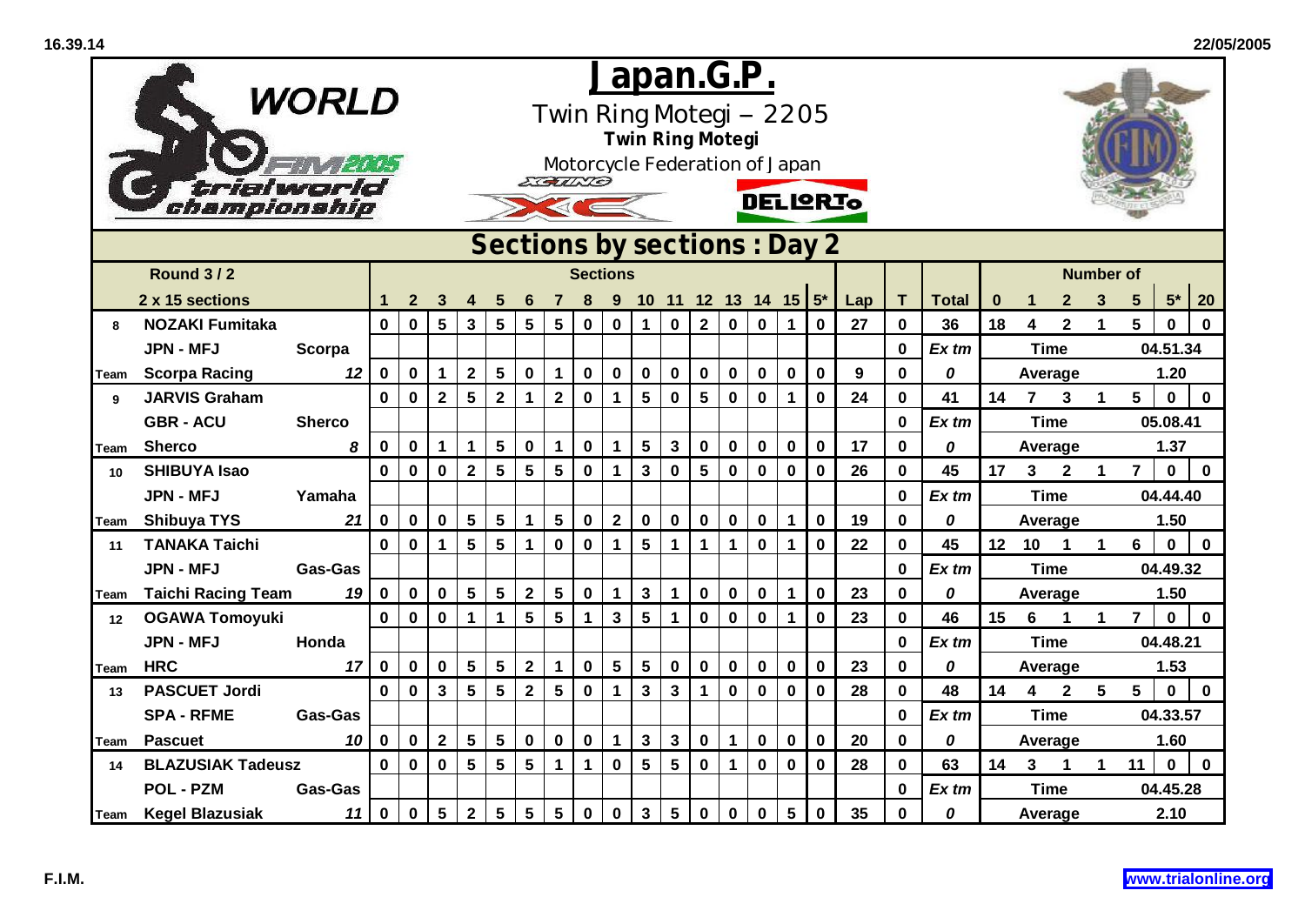# Japan.G.P.

Twin Ring Motegi – 2205

**Twin Ring Motegi**

Motorcycle Federation of Japan

## Sections by sections : Day 2

| | Round 3 / 2 | | 1 | 2 | 3 | 4 | 5 | 6 | 7 | 8 | 9 | 10 | 11 | 12 | 13 | 14 | 15 | 5* | Lap | T | Total | 0 | 1 | 2 | 3 | 5 | 5* | 20 |
|---|---|---|---|---|---|---|---|---|---|---|---|---|---|---|---|---|---|---|---|---|---|---|---|---|---|---|---|---|
| | 2 x 15 sections | | | | | | | | | | | | | | | | | | | | | | | | | | | |
| 8 | NOZAKI Fumitaka | | 0 | 0 | 5 | 3 | 5 | 5 | 5 | 0 | 0 | 1 | 0 | 2 | 0 | 0 | 1 | 0 | 27 | 0 | 36 | 18 | 4 | 2 | 1 | 5 | 0 | 0 |
| | JPN - MFJ | Scorpa | | | | | | | | | | | | | | | | | | 0 | Ex tm | | Time | | | 04.51.34 | | |
| Team | Scorpa Racing | 12 | 0 | 0 | 1 | 2 | 5 | 0 | 1 | 0 | 0 | 0 | 0 | 0 | 0 | 0 | 0 | 0 | 9 | 0 | 0 | | Average | | | 1.20 | | |
| 9 | JARVIS Graham | | 0 | 0 | 2 | 5 | 2 | 1 | 2 | 0 | 1 | 5 | 0 | 5 | 0 | 0 | 1 | 0 | 24 | 0 | 41 | 14 | 7 | 3 | 1 | 5 | 0 | 0 |
| | GBR - ACU | Sherco | | | | | | | | | | | | | | | | | | 0 | Ex tm | | Time | | | 05.08.41 | | |
| Team | Sherco | 8 | 0 | 0 | 1 | 1 | 5 | 0 | 1 | 0 | 1 | 5 | 3 | 0 | 0 | 0 | 0 | 0 | 17 | 0 | 0 | | Average | | | 1.37 | | |
| 10 | SHIBUYA Isao | | 0 | 0 | 0 | 2 | 5 | 5 | 5 | 0 | 1 | 3 | 0 | 5 | 0 | 0 | 0 | 0 | 26 | 0 | 45 | 17 | 3 | 2 | 1 | 7 | 0 | 0 |
| | JPN - MFJ | Yamaha | | | | | | | | | | | | | | | | | | 0 | Ex tm | | Time | | | 04.44.40 | | |
| Team | Shibuya TYS | 21 | 0 | 0 | 0 | 5 | 5 | 1 | 5 | 0 | 2 | 0 | 0 | 0 | 0 | 0 | 1 | 0 | 19 | 0 | 0 | | Average | | | 1.50 | | |
| 11 | TANAKA Taichi | | 0 | 0 | 1 | 5 | 5 | 1 | 0 | 0 | 1 | 5 | 1 | 1 | 1 | 0 | 1 | 0 | 22 | 0 | 45 | 12 | 10 | 1 | 1 | 6 | 0 | 0 |
| | JPN - MFJ | Gas-Gas | | | | | | | | | | | | | | | | | | 0 | Ex tm | | Time | | | 04.49.32 | | |
| Team | Taichi Racing Team | 19 | 0 | 0 | 0 | 5 | 5 | 2 | 5 | 0 | 1 | 3 | 1 | 0 | 0 | 0 | 1 | 0 | 23 | 0 | 0 | | Average | | | 1.50 | | |
| 12 | OGAWA Tomoyuki | | 0 | 0 | 0 | 1 | 1 | 5 | 5 | 1 | 3 | 5 | 1 | 0 | 0 | 0 | 1 | 0 | 23 | 0 | 46 | 15 | 6 | 1 | 1 | 7 | 0 | 0 |
| | JPN - MFJ | Honda | | | | | | | | | | | | | | | | | | 0 | Ex tm | | Time | | | 04.48.21 | | |
| Team | HRC | 17 | 0 | 0 | 0 | 5 | 5 | 2 | 1 | 0 | 5 | 5 | 0 | 0 | 0 | 0 | 0 | 0 | 23 | 0 | 0 | | Average | | | 1.53 | | |
| 13 | PASCUET Jordi | | 0 | 0 | 3 | 5 | 5 | 2 | 5 | 0 | 1 | 3 | 3 | 1 | 0 | 0 | 0 | 0 | 28 | 0 | 48 | 14 | 4 | 2 | 5 | 5 | 0 | 0 |
| | SPA - RFME | Gas-Gas | | | | | | | | | | | | | | | | | | 0 | Ex tm | | Time | | | 04.33.57 | | |
| Team | Pascuet | 10 | 0 | 0 | 2 | 5 | 5 | 0 | 0 | 0 | 1 | 3 | 3 | 0 | 1 | 0 | 0 | 0 | 20 | 0 | 0 | | Average | | | 1.60 | | |
| 14 | BLAZUSIAK Tadeusz | | 0 | 0 | 0 | 5 | 5 | 5 | 1 | 1 | 0 | 5 | 5 | 0 | 1 | 0 | 0 | 0 | 28 | 0 | 63 | 14 | 3 | 1 | 1 | 11 | 0 | 0 |
| | POL - PZM | Gas-Gas | | | | | | | | | | | | | | | | | | 0 | Ex tm | | Time | | | 04.45.28 | | |
| Team | Kegel Blazusiak | 11 | 0 | 0 | 5 | 2 | 5 | 5 | 5 | 0 | 0 | 3 | 5 | 0 | 0 | 0 | 5 | 0 | 35 | 0 | 0 | | Average | | | 2.10 | | |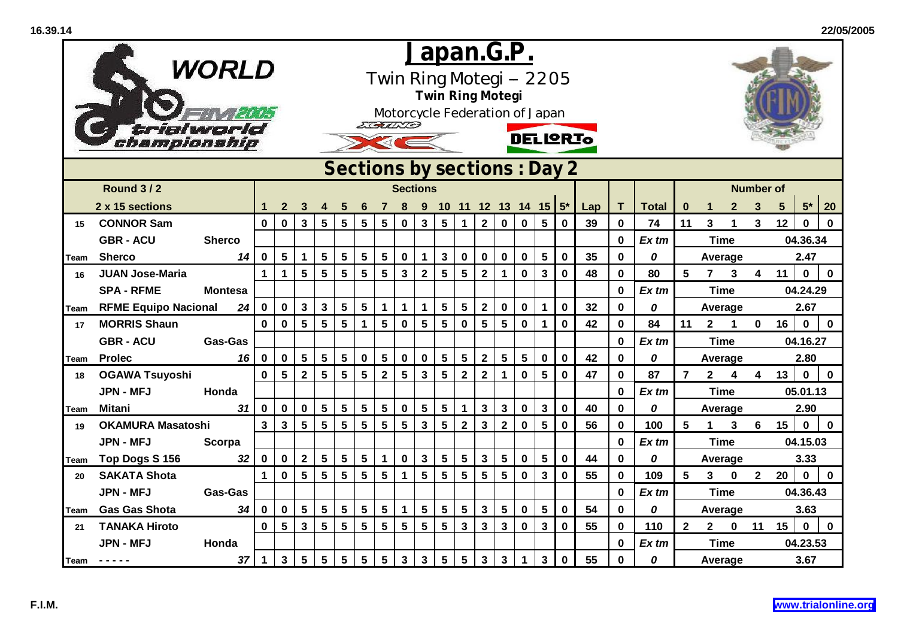# Japan.G.P.

Twin Ring Motegi – 2205

**Twin Ring Motegi**

Motorcycle Federation of Japan

## Sections by sections : Day 2

| | Round 3 / 2 | | | | | | | | | | Sections | | | | | | | | | | | | | Number of | | | | | | |
|---|---|---|---|---|---|---|---|---|---|---|---|---|---|---|---|---|---|---|---|---|---|---|---|---|---|---|---|---|---|---|
| | 2 x 15 sections | | 1 | 2 | 3 | 4 | 5 | 6 | 7 | 8 | 9 | 10 | 11 | 12 | 13 | 14 | 15 | 5* | Lap | T | Total | 0 | 1 | 2 | 3 | 5 | 5* | 20 |
| 15 | CONNOR Sam | | 0 | 0 | 3 | 5 | 5 | 5 | 5 | 0 | 3 | 5 | 1 | 2 | 0 | 0 | 5 | 0 | 39 | 0 | 74 | 11 | 3 | 1 | 3 | 12 | 0 | 0 |
| | GBR - ACU | Sherco | | | | | | | | | | | | | | | | | | 0 | *Ex tm* | | Time | | | 04.36.34 | | |
| Team | Sherco | 14 | 0 | 5 | 1 | 5 | 5 | 5 | 5 | 0 | 1 | 3 | 0 | 0 | 0 | 0 | 5 | 0 | 35 | 0 | *0* | | Average | | | 2.47 | | |
| 16 | JUAN Jose-Maria | | 1 | 1 | 5 | 5 | 5 | 5 | 5 | 3 | 2 | 5 | 5 | 2 | 1 | 0 | 3 | 0 | 48 | 0 | 80 | 5 | 7 | 3 | 4 | 11 | 0 | 0 |
| | SPA - RFME | Montesa | | | | | | | | | | | | | | | | | | 0 | *Ex tm* | | Time | | | 04.24.29 | | |
| Team | RFME Equipo Nacional | 24 | 0 | 0 | 3 | 3 | 5 | 5 | 1 | 1 | 1 | 5 | 5 | 2 | 0 | 0 | 1 | 0 | 32 | 0 | *0* | | Average | | | 2.67 | | |
| 17 | MORRIS Shaun | | 0 | 0 | 5 | 5 | 5 | 1 | 5 | 0 | 5 | 5 | 0 | 5 | 5 | 0 | 1 | 0 | 42 | 0 | 84 | 11 | 2 | 1 | 0 | 16 | 0 | 0 |
| | GBR - ACU | Gas-Gas | | | | | | | | | | | | | | | | | | 0 | *Ex tm* | | Time | | | 04.16.27 | | |
| Team | Prolec | 16 | 0 | 0 | 5 | 5 | 5 | 0 | 5 | 0 | 0 | 5 | 5 | 2 | 5 | 5 | 0 | 0 | 42 | 0 | *0* | | Average | | | 2.80 | | |
| 18 | OGAWA Tsuyoshi | | 0 | 5 | 2 | 5 | 5 | 5 | 2 | 5 | 3 | 5 | 2 | 2 | 1 | 0 | 5 | 0 | 47 | 0 | 87 | 7 | 2 | 4 | 4 | 13 | 0 | 0 |
| | JPN - MFJ | Honda | | | | | | | | | | | | | | | | | | 0 | *Ex tm* | | Time | | | 05.01.13 | | |
| Team | Mitani | 31 | 0 | 0 | 0 | 5 | 5 | 5 | 5 | 0 | 5 | 5 | 1 | 3 | 3 | 0 | 3 | 0 | 40 | 0 | *0* | | Average | | | 2.90 | | |
| 19 | OKAMURA Masatoshi | | 3 | 3 | 5 | 5 | 5 | 5 | 5 | 5 | 3 | 5 | 2 | 3 | 2 | 0 | 5 | 0 | 56 | 0 | 100 | 5 | 1 | 3 | 6 | 15 | 0 | 0 |
| | JPN - MFJ | Scorpa | | | | | | | | | | | | | | | | | | 0 | *Ex tm* | | Time | | | 04.15.03 | | |
| Team | Top Dogs S 156 | 32 | 0 | 0 | 2 | 5 | 5 | 5 | 1 | 0 | 3 | 5 | 5 | 3 | 5 | 0 | 5 | 0 | 44 | 0 | *0* | | Average | | | 3.33 | | |
| 20 | SAKATA Shota | | 1 | 0 | 5 | 5 | 5 | 5 | 5 | 1 | 5 | 5 | 5 | 5 | 5 | 0 | 3 | 0 | 55 | 0 | 109 | 5 | 3 | 0 | 2 | 20 | 0 | 0 |
| | JPN - MFJ | Gas-Gas | | | | | | | | | | | | | | | | | | 0 | *Ex tm* | | Time | | | 04.36.43 | | |
| Team | Gas Gas Shota | 34 | 0 | 0 | 5 | 5 | 5 | 5 | 5 | 1 | 5 | 5 | 5 | 3 | 5 | 0 | 5 | 0 | 54 | 0 | *0* | | Average | | | 3.63 | | |
| 21 | TANAKA Hiroto | | 0 | 5 | 3 | 5 | 5 | 5 | 5 | 5 | 5 | 5 | 3 | 3 | 3 | 0 | 3 | 0 | 55 | 0 | 110 | 2 | 2 | 0 | 11 | 15 | 0 | 0 |
| | JPN - MFJ | Honda | | | | | | | | | | | | | | | | | | 0 | *Ex tm* | | Time | | | 04.23.53 | | |
| Team | - - - - - | 37 | 1 | 3 | 5 | 5 | 5 | 5 | 5 | 3 | 3 | 5 | 5 | 3 | 3 | 1 | 3 | 0 | 55 | 0 | *0* | | Average | | | 3.67 | | |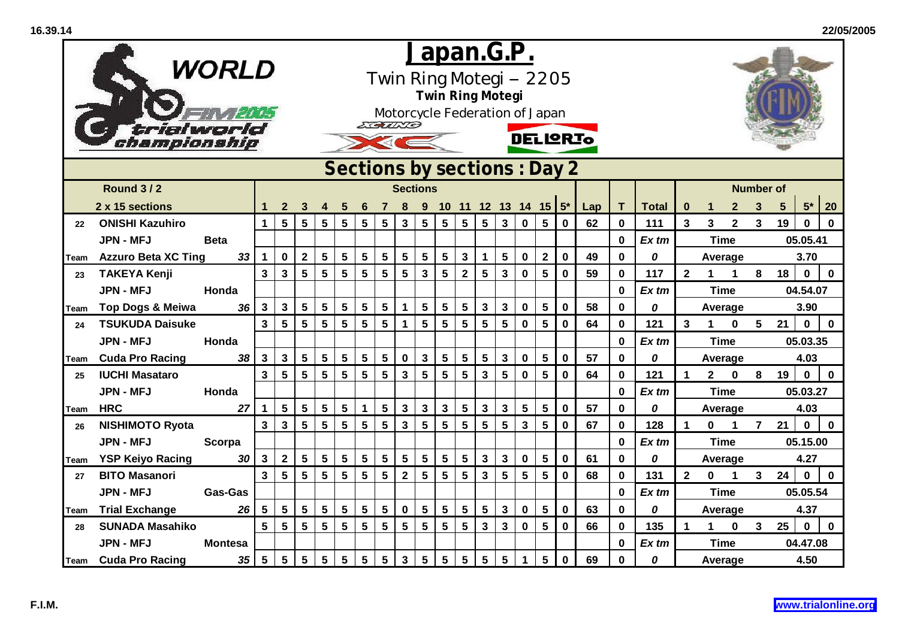# Japan.G.P.

Twin Ring Motegi – 2205

**Twin Ring Motegi**

Motorcycle Federation of Japan

WORLD FIM 2005 trialworld championship

DELLORTO

## Sections by sections : Day 2

| | Round 3 / 2 | | 1 | 2 | 3 | 4 | 5 | 6 | 7 | 8 | 9 | 10 | 11 | 12 | 13 | 14 | 15 | 5* | Lap | T | Total | 0 | 1 | 2 | 3 | 5 | 5* | 20 |
|---|---|---|---|---|---|---|---|---|---|---|---|---|---|---|---|---|---|---|---|---|---|---|---|---|---|---|---|---|
| | 2 x 15 sections | | | | | | | | | | | | | | | | | | | | | | | | | | | |
| 22 | ONISHI Kazuhiro | | 1 | 5 | 5 | 5 | 5 | 5 | 5 | 3 | 5 | 5 | 5 | 5 | 3 | 0 | 5 | 0 | 62 | 0 | 111 | 3 | 3 | 2 | 3 | 19 | 0 | 0 |
| | JPN - MFJ | Beta | | | | | | | | | | | | | | | | | | 0 | Ex tm | | Time | | | 05.05.41 | | |
| Team | Azzuro Beta XC Ting | 33 | 1 | 0 | 2 | 5 | 5 | 5 | 5 | 5 | 5 | 5 | 3 | 1 | 5 | 0 | 2 | 0 | 49 | 0 | 0 | | Average | | | 3.70 | | |
| 23 | TAKEYA Kenji | | 3 | 3 | 5 | 5 | 5 | 5 | 5 | 5 | 3 | 5 | 2 | 5 | 3 | 0 | 5 | 0 | 59 | 0 | 117 | 2 | 1 | 1 | 8 | 18 | 0 | 0 |
| | JPN - MFJ | Honda | | | | | | | | | | | | | | | | | | 0 | Ex tm | | Time | | | 04.54.07 | | |
| Team | Top Dogs & Meiwa | 36 | 3 | 3 | 5 | 5 | 5 | 5 | 5 | 1 | 5 | 5 | 5 | 3 | 3 | 0 | 5 | 0 | 58 | 0 | 0 | | Average | | | 3.90 | | |
| 24 | TSUKUDA Daisuke | | 3 | 5 | 5 | 5 | 5 | 5 | 5 | 1 | 5 | 5 | 5 | 5 | 5 | 0 | 5 | 0 | 64 | 0 | 121 | 3 | 1 | 0 | 5 | 21 | 0 | 0 |
| | JPN - MFJ | Honda | | | | | | | | | | | | | | | | | | 0 | Ex tm | | Time | | | 05.03.35 | | |
| Team | Cuda Pro Racing | 38 | 3 | 3 | 5 | 5 | 5 | 5 | 5 | 0 | 3 | 5 | 5 | 5 | 3 | 0 | 5 | 0 | 57 | 0 | 0 | | Average | | | 4.03 | | |
| 25 | IUCHI Masataro | | 3 | 5 | 5 | 5 | 5 | 5 | 5 | 3 | 5 | 5 | 5 | 3 | 5 | 0 | 5 | 0 | 64 | 0 | 121 | 1 | 2 | 0 | 8 | 19 | 0 | 0 |
| | JPN - MFJ | Honda | | | | | | | | | | | | | | | | | | 0 | Ex tm | | Time | | | 05.03.27 | | |
| Team | HRC | 27 | 1 | 5 | 5 | 5 | 5 | 1 | 5 | 3 | 3 | 3 | 5 | 3 | 3 | 5 | 5 | 0 | 57 | 0 | 0 | | Average | | | 4.03 | | |
| 26 | NISHIMOTO Ryota | | 3 | 3 | 5 | 5 | 5 | 5 | 5 | 3 | 5 | 5 | 5 | 5 | 5 | 3 | 5 | 0 | 67 | 0 | 128 | 1 | 0 | 1 | 7 | 21 | 0 | 0 |
| | JPN - MFJ | Scorpa | | | | | | | | | | | | | | | | | | 0 | Ex tm | | Time | | | 05.15.00 | | |
| Team | YSP Keiyo Racing | 30 | 3 | 2 | 5 | 5 | 5 | 5 | 5 | 5 | 5 | 5 | 5 | 3 | 3 | 0 | 5 | 0 | 61 | 0 | 0 | | Average | | | 4.27 | | |
| 27 | BITO Masanori | | 3 | 5 | 5 | 5 | 5 | 5 | 5 | 2 | 5 | 5 | 5 | 3 | 5 | 5 | 5 | 0 | 68 | 0 | 131 | 2 | 0 | 1 | 3 | 24 | 0 | 0 |
| | JPN - MFJ | Gas-Gas | | | | | | | | | | | | | | | | | | 0 | Ex tm | | Time | | | 05.05.54 | | |
| Team | Trial Exchange | 26 | 5 | 5 | 5 | 5 | 5 | 5 | 5 | 0 | 5 | 5 | 5 | 5 | 3 | 0 | 5 | 0 | 63 | 0 | 0 | | Average | | | 4.37 | | |
| 28 | SUNADA Masahiko | | 5 | 5 | 5 | 5 | 5 | 5 | 5 | 5 | 5 | 5 | 5 | 3 | 3 | 0 | 5 | 0 | 66 | 0 | 135 | 1 | 1 | 0 | 3 | 25 | 0 | 0 |
| | JPN - MFJ | Montesa | | | | | | | | | | | | | | | | | | 0 | Ex tm | | Time | | | 04.47.08 | | |
| Team | Cuda Pro Racing | 35 | 5 | 5 | 5 | 5 | 5 | 5 | 5 | 3 | 5 | 5 | 5 | 5 | 5 | 1 | 5 | 0 | 69 | 0 | 0 | | Average | | | 4.50 | | |

F.I.M.

www.trialonline.org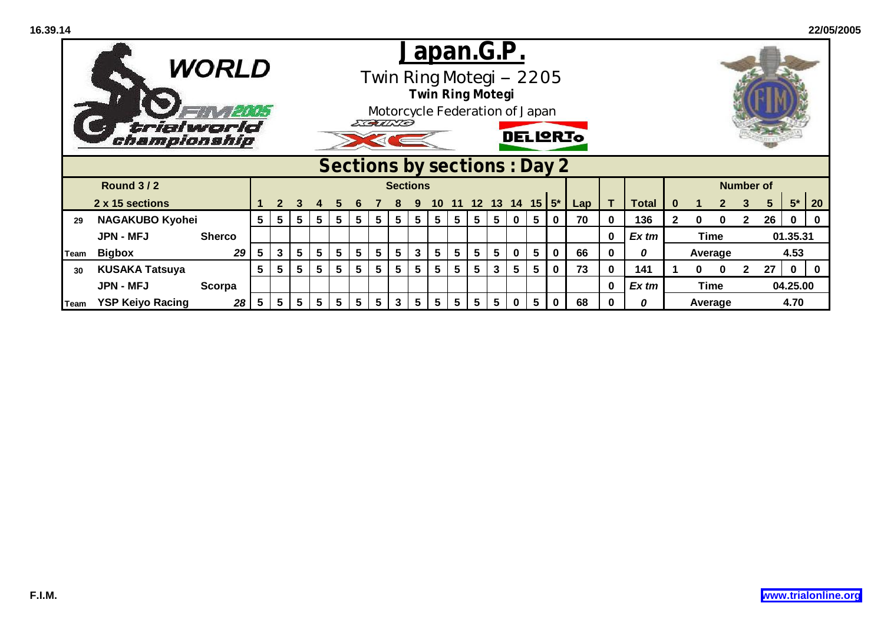# Japan.G.P.

Twin Ring Motegi – 2205

**Twin Ring Motegi**

Motorcycle Federation of Japan

## Sections by sections : Day 2

| | Round 3 / 2 | | Sections | | | | | | | | | | | | | | | | | | | | | Number of | | | | | | |
|---|---|---|---|---|---|---|---|---|---|---|---|---|---|---|---|---|---|---|---|---|---|---|---|---|---|---|---|---|---|---|
| | 2 x 15 sections | | 1 | 2 | 3 | 4 | 5 | 6 | 7 | 8 | 9 | 10 | 11 | 12 | 13 | 14 | 15 | 5* | Lap | T | Total | 0 | 1 | 2 | 3 | 5 | 5* | 20 |
| 29 | NAGAKUBO Kyohei | | 5 | 5 | 5 | 5 | 5 | 5 | 5 | 5 | 5 | 5 | 5 | 5 | 5 | 0 | 5 | 0 | 70 | 0 | 136 | 2 | 0 | 0 | 2 | 26 | 0 | 0 |
| | JPN - MFJ | Sherco | | | | | | | | | | | | | | | | | | 0 | Ex tm | | Time | | | | 01.35.31 | |
| Team | Bigbox | 29 | 5 | 3 | 5 | 5 | 5 | 5 | 5 | 5 | 3 | 5 | 5 | 5 | 5 | 0 | 5 | 0 | 66 | 0 | 0 | | Average | | | | 4.53 | |
| 30 | KUSAKA Tatsuya | | 5 | 5 | 5 | 5 | 5 | 5 | 5 | 5 | 5 | 5 | 5 | 5 | 3 | 5 | 5 | 0 | 73 | 0 | 141 | 1 | 0 | 0 | 2 | 27 | 0 | 0 |
| | JPN - MFJ | Scorpa | | | | | | | | | | | | | | | | | | 0 | Ex tm | | Time | | | | 04.25.00 | |
| Team | YSP Keiyo Racing | 28 | 5 | 5 | 5 | 5 | 5 | 5 | 5 | 3 | 5 | 5 | 5 | 5 | 5 | 0 | 5 | 0 | 68 | 0 | 0 | | Average | | | | 4.70 | |